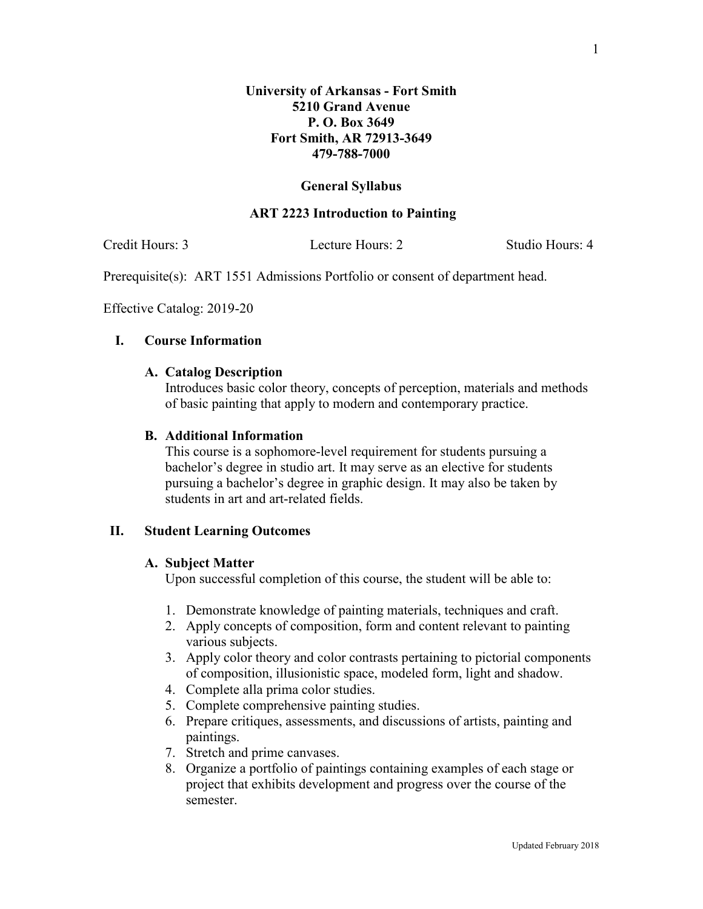**University of Arkansas - Fort Smith**
**5210 Grand Avenue**
**P. O. Box 3649**
**Fort Smith, AR 72913-3649**
**479-788-7000**

# General Syllabus

## ART 2223 Introduction to Painting

Credit Hours: 3 Lecture Hours: 2 Studio Hours: 4

Prerequisite(s): ART 1551 Admissions Portfolio or consent of department head.

Effective Catalog: 2019-20

### I. Course Information

#### A. Catalog Description

Introduces basic color theory, concepts of perception, materials and methods of basic painting that apply to modern and contemporary practice.

#### B. Additional Information

This course is a sophomore-level requirement for students pursuing a bachelor's degree in studio art. It may serve as an elective for students pursuing a bachelor's degree in graphic design. It may also be taken by students in art and art-related fields.

### II. Student Learning Outcomes

#### A. Subject Matter

Upon successful completion of this course, the student will be able to:

1. Demonstrate knowledge of painting materials, techniques and craft.
2. Apply concepts of composition, form and content relevant to painting various subjects.
3. Apply color theory and color contrasts pertaining to pictorial components of composition, illusionistic space, modeled form, light and shadow.
4. Complete alla prima color studies.
5. Complete comprehensive painting studies.
6. Prepare critiques, assessments, and discussions of artists, painting and paintings.
7. Stretch and prime canvases.
8. Organize a portfolio of paintings containing examples of each stage or project that exhibits development and progress over the course of the semester.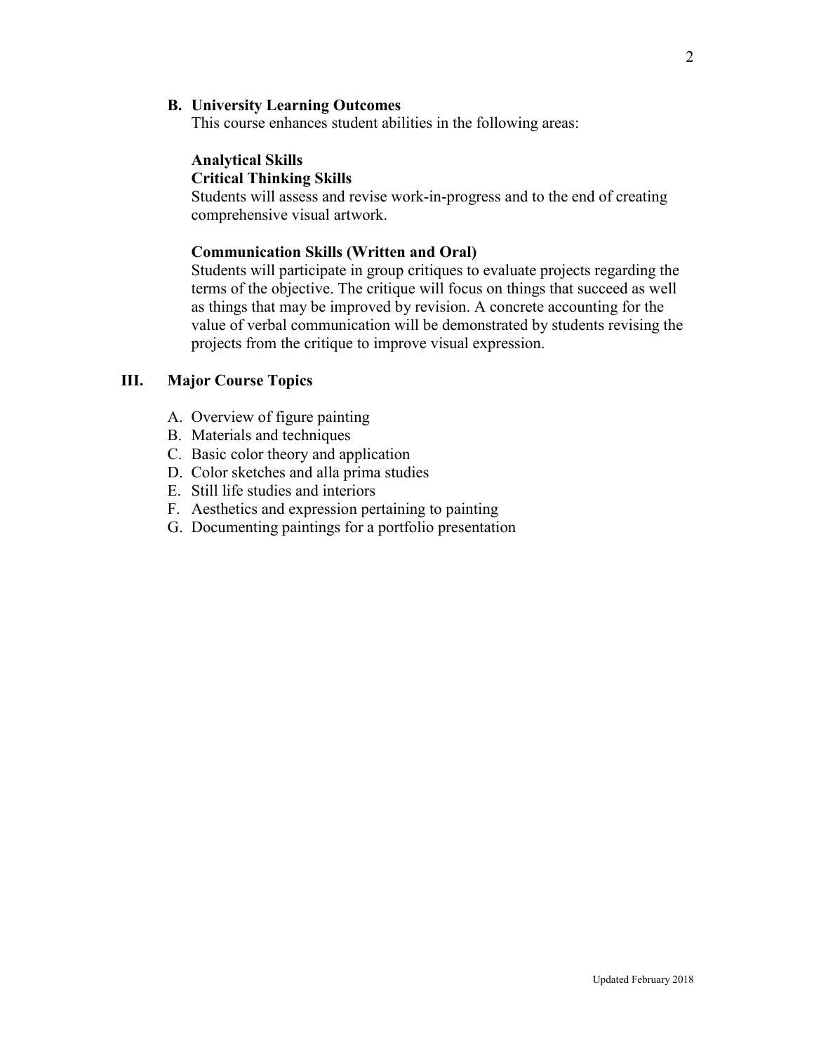### B. University Learning Outcomes

This course enhances student abilities in the following areas:

**Analytical Skills**
**Critical Thinking Skills**

Students will assess and revise work-in-progress and to the end of creating comprehensive visual artwork.

**Communication Skills (Written and Oral)**

Students will participate in group critiques to evaluate projects regarding the terms of the objective. The critique will focus on things that succeed as well as things that may be improved by revision. A concrete accounting for the value of verbal communication will be demonstrated by students revising the projects from the critique to improve visual expression.

## III. Major Course Topics

A. Overview of figure painting
B. Materials and techniques
C. Basic color theory and application
D. Color sketches and alla prima studies
E. Still life studies and interiors
F. Aesthetics and expression pertaining to painting
G. Documenting paintings for a portfolio presentation

Updated February 2018